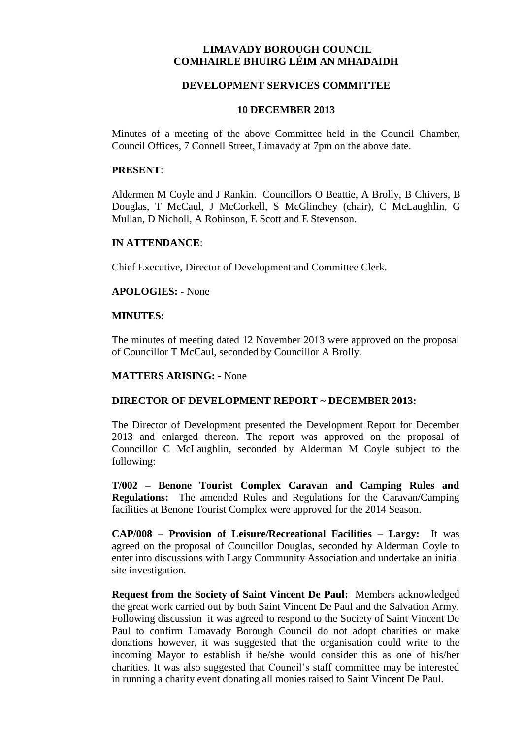# LIMAVADY BOROUGH COUNCIL
# COMHAIRLE BHUIRG LÉIM AN MHADAIDH

## DEVELOPMENT SERVICES COMMITTEE

## 10 DECEMBER 2013

Minutes of a meeting of the above Committee held in the Council Chamber, Council Offices, 7 Connell Street, Limavady at 7pm on the above date.

**PRESENT**:

Aldermen M Coyle and J Rankin. Councillors O Beattie, A Brolly, B Chivers, B Douglas, T McCaul, J McCorkell, S McGlinchey (chair), C McLaughlin, G Mullan, D Nicholl, A Robinson, E Scott and E Stevenson.

**IN ATTENDANCE**:

Chief Executive, Director of Development and Committee Clerk.

**APOLOGIES: -** None

**MINUTES:**

The minutes of meeting dated 12 November 2013 were approved on the proposal of Councillor T McCaul, seconded by Councillor A Brolly.

**MATTERS ARISING: -** None

**DIRECTOR OF DEVELOPMENT REPORT ~ DECEMBER 2013:**

The Director of Development presented the Development Report for December 2013 and enlarged thereon. The report was approved on the proposal of Councillor C McLaughlin, seconded by Alderman M Coyle subject to the following:

**T/002 – Benone Tourist Complex Caravan and Camping Rules and Regulations:** The amended Rules and Regulations for the Caravan/Camping facilities at Benone Tourist Complex were approved for the 2014 Season.

**CAP/008 – Provision of Leisure/Recreational Facilities – Largy:** It was agreed on the proposal of Councillor Douglas, seconded by Alderman Coyle to enter into discussions with Largy Community Association and undertake an initial site investigation.

**Request from the Society of Saint Vincent De Paul:** Members acknowledged the great work carried out by both Saint Vincent De Paul and the Salvation Army. Following discussion it was agreed to respond to the Society of Saint Vincent De Paul to confirm Limavady Borough Council do not adopt charities or make donations however, it was suggested that the organisation could write to the incoming Mayor to establish if he/she would consider this as one of his/her charities. It was also suggested that Council's staff committee may be interested in running a charity event donating all monies raised to Saint Vincent De Paul.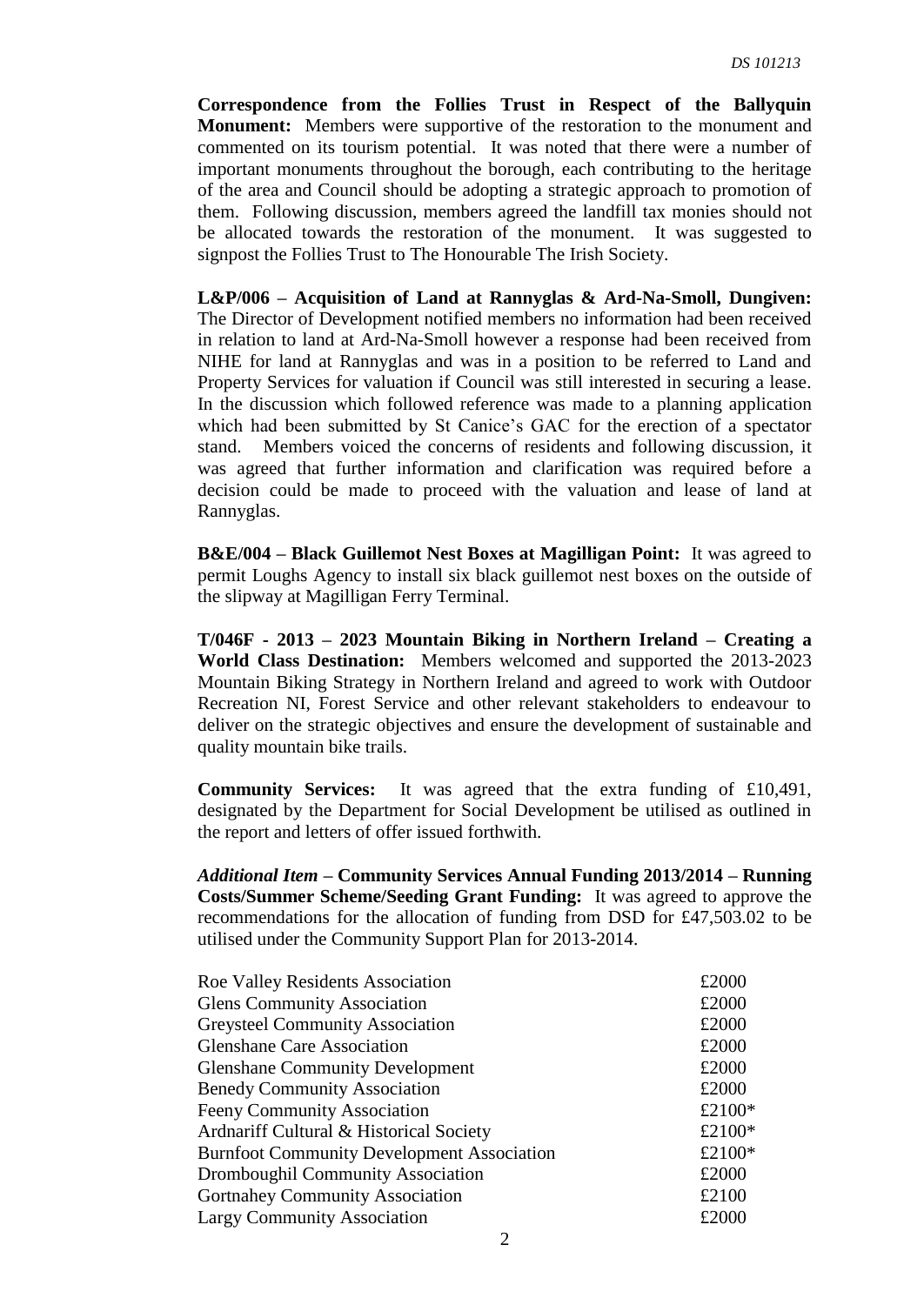**Correspondence from the Follies Trust in Respect of the Ballyquin Monument:** Members were supportive of the restoration to the monument and commented on its tourism potential. It was noted that there were a number of important monuments throughout the borough, each contributing to the heritage of the area and Council should be adopting a strategic approach to promotion of them. Following discussion, members agreed the landfill tax monies should not be allocated towards the restoration of the monument. It was suggested to signpost the Follies Trust to The Honourable The Irish Society.

**L&P/006 – Acquisition of Land at Rannyglas & Ard-Na-Smoll, Dungiven:** The Director of Development notified members no information had been received in relation to land at Ard-Na-Smoll however a response had been received from NIHE for land at Rannyglas and was in a position to be referred to Land and Property Services for valuation if Council was still interested in securing a lease. In the discussion which followed reference was made to a planning application which had been submitted by St Canice's GAC for the erection of a spectator stand. Members voiced the concerns of residents and following discussion, it was agreed that further information and clarification was required before a decision could be made to proceed with the valuation and lease of land at Rannyglas.

**B&E/004 – Black Guillemot Nest Boxes at Magilligan Point:** It was agreed to permit Loughs Agency to install six black guillemot nest boxes on the outside of the slipway at Magilligan Ferry Terminal.

**T/046F - 2013 – 2023 Mountain Biking in Northern Ireland – Creating a World Class Destination:** Members welcomed and supported the 2013-2023 Mountain Biking Strategy in Northern Ireland and agreed to work with Outdoor Recreation NI, Forest Service and other relevant stakeholders to endeavour to deliver on the strategic objectives and ensure the development of sustainable and quality mountain bike trails.

**Community Services:** It was agreed that the extra funding of £10,491, designated by the Department for Social Development be utilised as outlined in the report and letters of offer issued forthwith.

***Additional Item* – Community Services Annual Funding 2013/2014 – Running Costs/Summer Scheme/Seeding Grant Funding:** It was agreed to approve the recommendations for the allocation of funding from DSD for £47,503.02 to be utilised under the Community Support Plan for 2013-2014.

| | |
|---|---|
| Roe Valley Residents Association | £2000 |
| Glens Community Association | £2000 |
| Greysteel Community Association | £2000 |
| Glenshane Care Association | £2000 |
| Glenshane Community Development | £2000 |
| Benedy Community Association | £2000 |
| Feeny Community Association | £2100* |
| Ardnariff Cultural & Historical Society | £2100* |
| Burnfoot Community Development Association | £2100* |
| Dromboughil Community Association | £2000 |
| Gortnahey Community Association | £2100 |
| Largy Community Association | £2000 |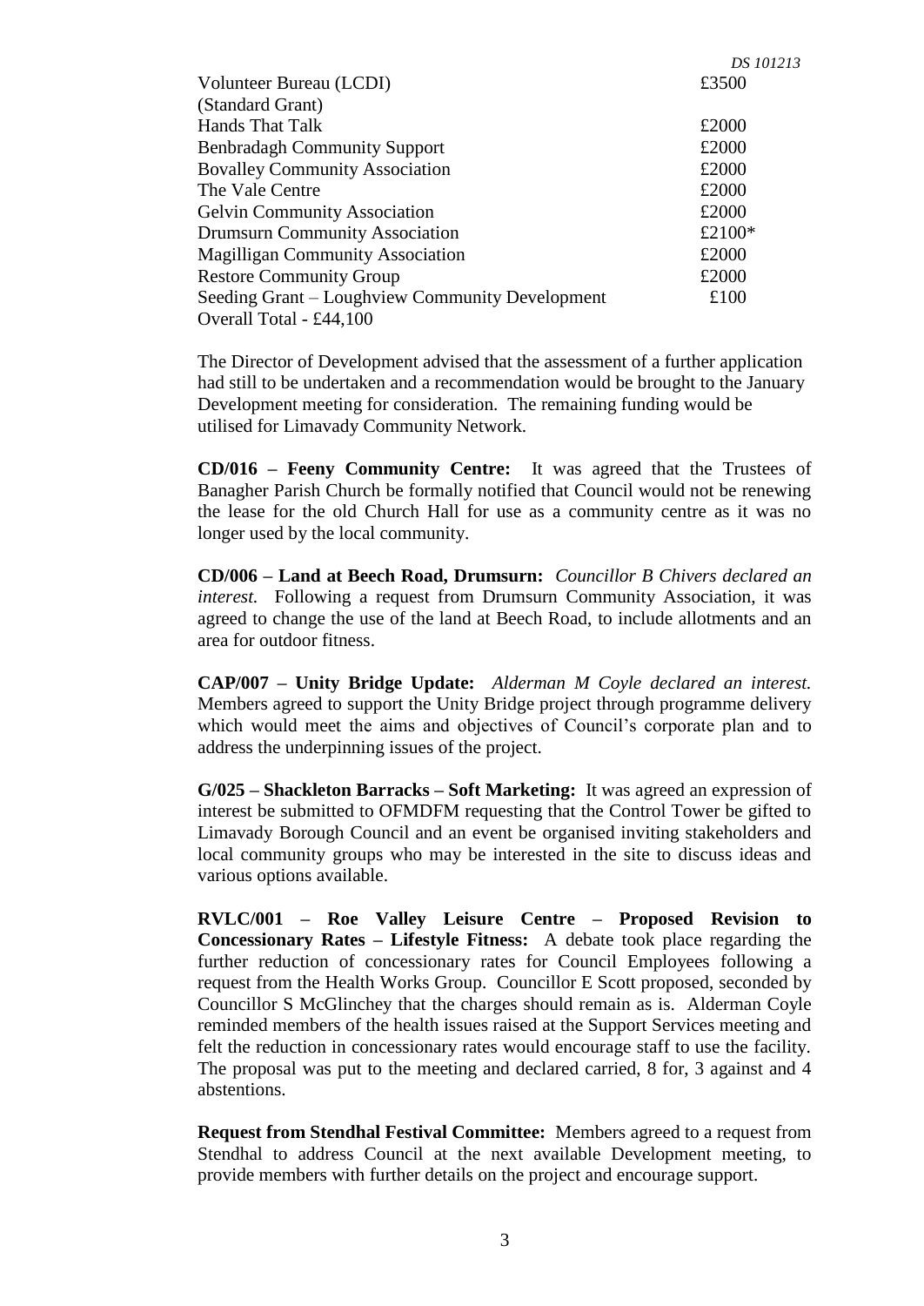| | |
|---|---|
| Volunteer Bureau (LCDI) | £3500 |
| (Standard Grant) | |
| Hands That Talk | £2000 |
| Benbradagh Community Support | £2000 |
| Bovalley Community Association | £2000 |
| The Vale Centre | £2000 |
| Gelvin Community Association | £2000 |
| Drumsurn Community Association | £2100* |
| Magilligan Community Association | £2000 |
| Restore Community Group | £2000 |
| Seeding Grant – Loughview Community Development | £100 |
| Overall Total - £44,100 | |

The Director of Development advised that the assessment of a further application had still to be undertaken and a recommendation would be brought to the January Development meeting for consideration. The remaining funding would be utilised for Limavady Community Network.

**CD/016 – Feeny Community Centre:** It was agreed that the Trustees of Banagher Parish Church be formally notified that Council would not be renewing the lease for the old Church Hall for use as a community centre as it was no longer used by the local community.

**CD/006 – Land at Beech Road, Drumsurn:** *Councillor B Chivers declared an interest.* Following a request from Drumsurn Community Association, it was agreed to change the use of the land at Beech Road, to include allotments and an area for outdoor fitness.

**CAP/007 – Unity Bridge Update:** *Alderman M Coyle declared an interest.* Members agreed to support the Unity Bridge project through programme delivery which would meet the aims and objectives of Council's corporate plan and to address the underpinning issues of the project.

**G/025 – Shackleton Barracks – Soft Marketing:** It was agreed an expression of interest be submitted to OFMDFM requesting that the Control Tower be gifted to Limavady Borough Council and an event be organised inviting stakeholders and local community groups who may be interested in the site to discuss ideas and various options available.

**RVLC/001 – Roe Valley Leisure Centre – Proposed Revision to Concessionary Rates – Lifestyle Fitness:** A debate took place regarding the further reduction of concessionary rates for Council Employees following a request from the Health Works Group. Councillor E Scott proposed, seconded by Councillor S McGlinchey that the charges should remain as is. Alderman Coyle reminded members of the health issues raised at the Support Services meeting and felt the reduction in concessionary rates would encourage staff to use the facility. The proposal was put to the meeting and declared carried, 8 for, 3 against and 4 abstentions.

**Request from Stendhal Festival Committee:** Members agreed to a request from Stendhal to address Council at the next available Development meeting, to provide members with further details on the project and encourage support.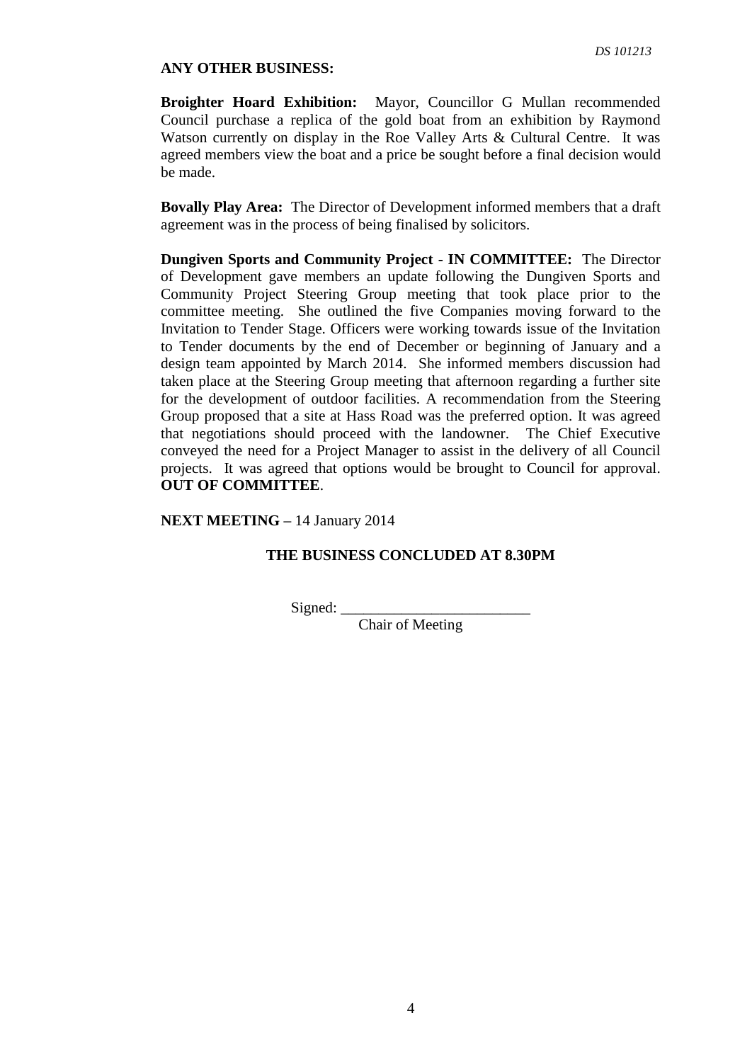**ANY OTHER BUSINESS:**

**Broighter Hoard Exhibition:** Mayor, Councillor G Mullan recommended Council purchase a replica of the gold boat from an exhibition by Raymond Watson currently on display in the Roe Valley Arts & Cultural Centre. It was agreed members view the boat and a price be sought before a final decision would be made.

**Bovally Play Area:** The Director of Development informed members that a draft agreement was in the process of being finalised by solicitors.

**Dungiven Sports and Community Project - IN COMMITTEE:** The Director of Development gave members an update following the Dungiven Sports and Community Project Steering Group meeting that took place prior to the committee meeting. She outlined the five Companies moving forward to the Invitation to Tender Stage. Officers were working towards issue of the Invitation to Tender documents by the end of December or beginning of January and a design team appointed by March 2014. She informed members discussion had taken place at the Steering Group meeting that afternoon regarding a further site for the development of outdoor facilities. A recommendation from the Steering Group proposed that a site at Hass Road was the preferred option. It was agreed that negotiations should proceed with the landowner. The Chief Executive conveyed the need for a Project Manager to assist in the delivery of all Council projects. It was agreed that options would be brought to Council for approval. **OUT OF COMMITTEE**.

**NEXT MEETING** – 14 January 2014

**THE BUSINESS CONCLUDED AT 8.30PM**

Signed: _________________________

Chair of Meeting